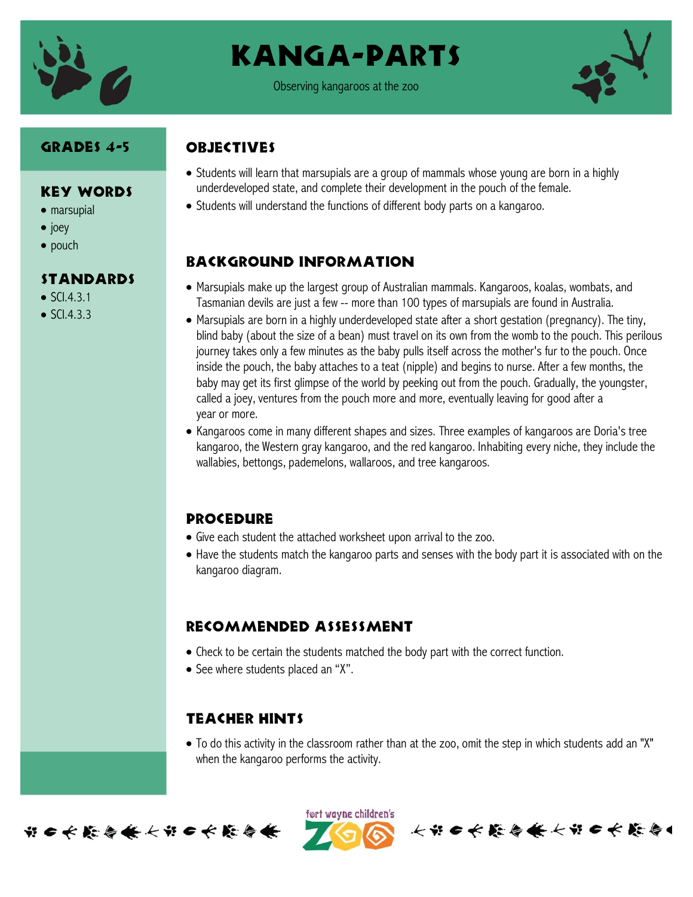# Kanga-Parts

Observing kangaroos at the zoo

## Grades 4-5

## Key Words

- marsupial
- joey
- pouch

## Standards

- SCI.4.3.1
- SCI.4.3.3

## Objectives

- Students will learn that marsupials are a group of mammals whose young are born in a highly underdeveloped state, and complete their development in the pouch of the female.
- Students will understand the functions of different body parts on a kangaroo.

## Background Information

- Marsupials make up the largest group of Australian mammals. Kangaroos, koalas, wombats, and Tasmanian devils are just a few -- more than 100 types of marsupials are found in Australia.
- Marsupials are born in a highly underdeveloped state after a short gestation (pregnancy). The tiny, blind baby (about the size of a bean) must travel on its own from the womb to the pouch. This perilous journey takes only a few minutes as the baby pulls itself across the mother's fur to the pouch. Once inside the pouch, the baby attaches to a teat (nipple) and begins to nurse. After a few months, the baby may get its first glimpse of the world by peeking out from the pouch. Gradually, the youngster, called a joey, ventures from the pouch more and more, eventually leaving for good after a year or more.
- Kangaroos come in many different shapes and sizes. Three examples of kangaroos are Doria's tree kangaroo, the Western gray kangaroo, and the red kangaroo. Inhabiting every niche, they include the wallabies, bettongs, pademelons, wallaroos, and tree kangaroos.

## Procedure

- Give each student the attached worksheet upon arrival to the zoo.
- Have the students match the kangaroo parts and senses with the body part it is associated with on the kangaroo diagram.

## Recommended Assessment

- Check to be certain the students matched the body part with the correct function.
- See where students placed an "X".

## Teacher Hints

- To do this activity in the classroom rather than at the zoo, omit the step in which students add an "X" when the kangaroo performs the activity.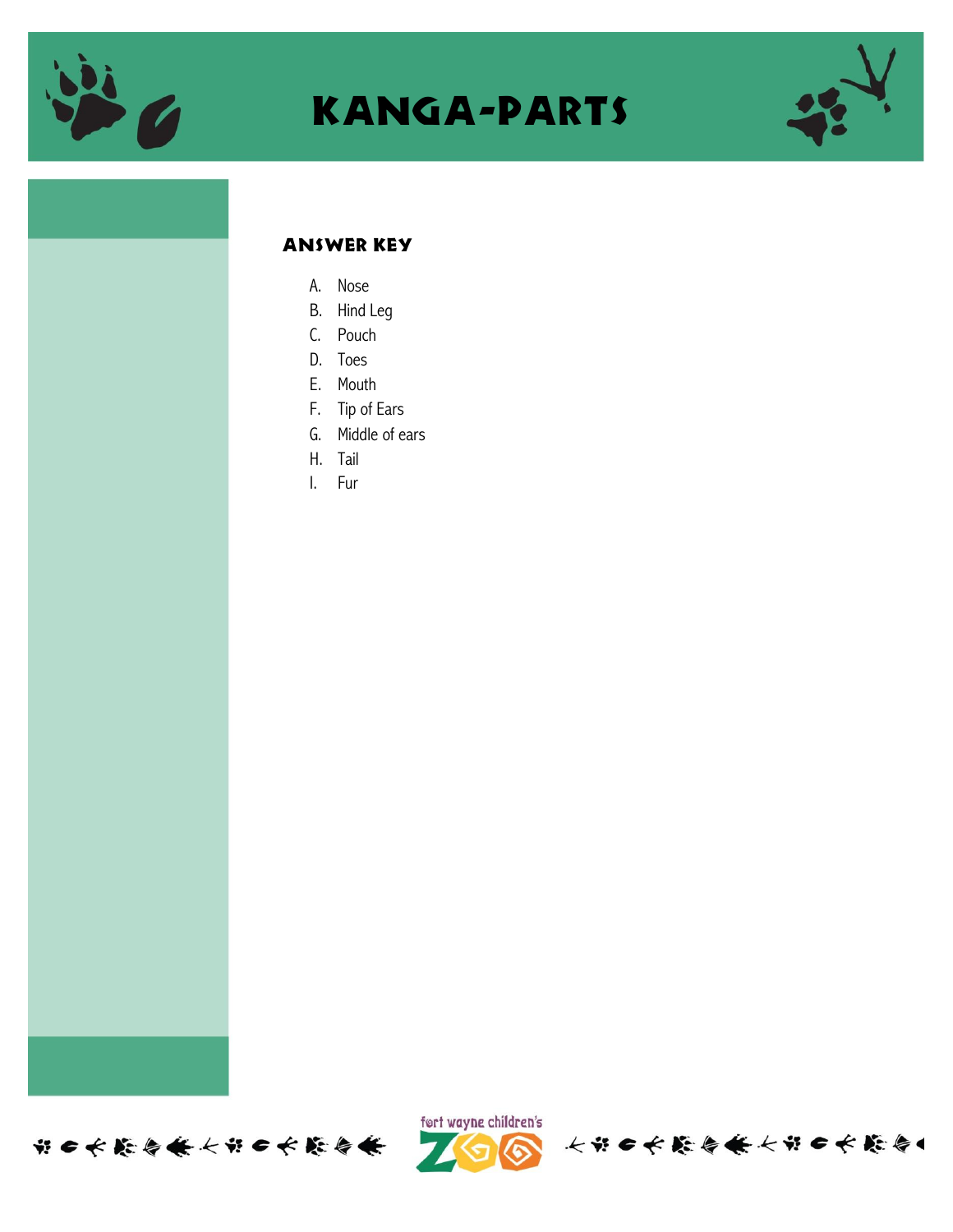# KANGA-PARTS

## ANSWER KEY

A. Nose
B. Hind Leg
C. Pouch
D. Toes
E. Mouth
F. Tip of Ears
G. Middle of ears
H. Tail
I. Fur

fort wayne children's ZOO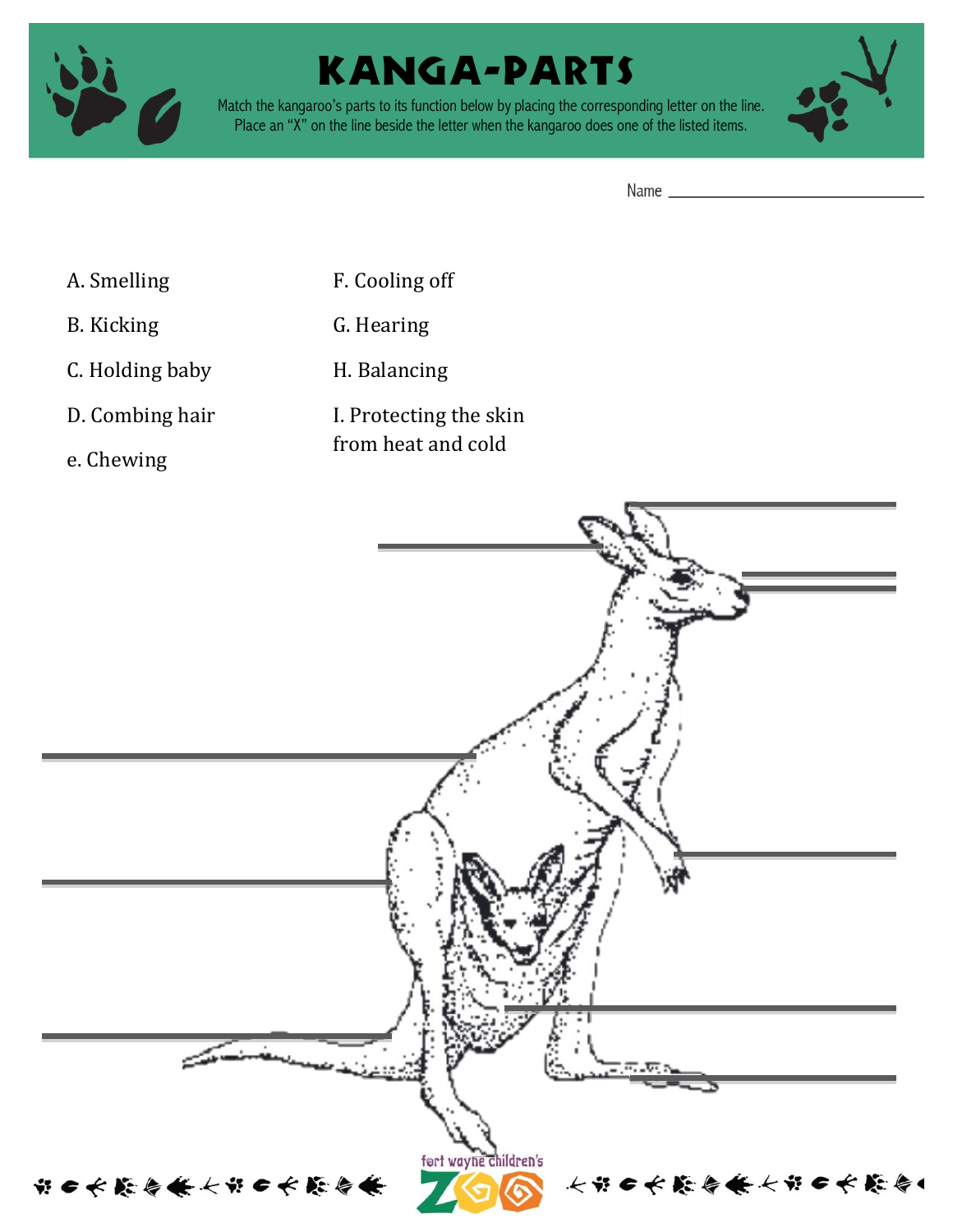# KANGA-PARTS

Match the kangaroo's parts to its function below by placing the corresponding letter on the line. Place an "X" on the line beside the letter when the kangaroo does one of the listed items.

Name ___________________________

A. Smelling

B. Kicking

C. Holding baby

D. Combing hair

e. Chewing

F. Cooling off

G. Hearing

H. Balancing

I. Protecting the skin from heat and cold

fort wayne children's ZOO